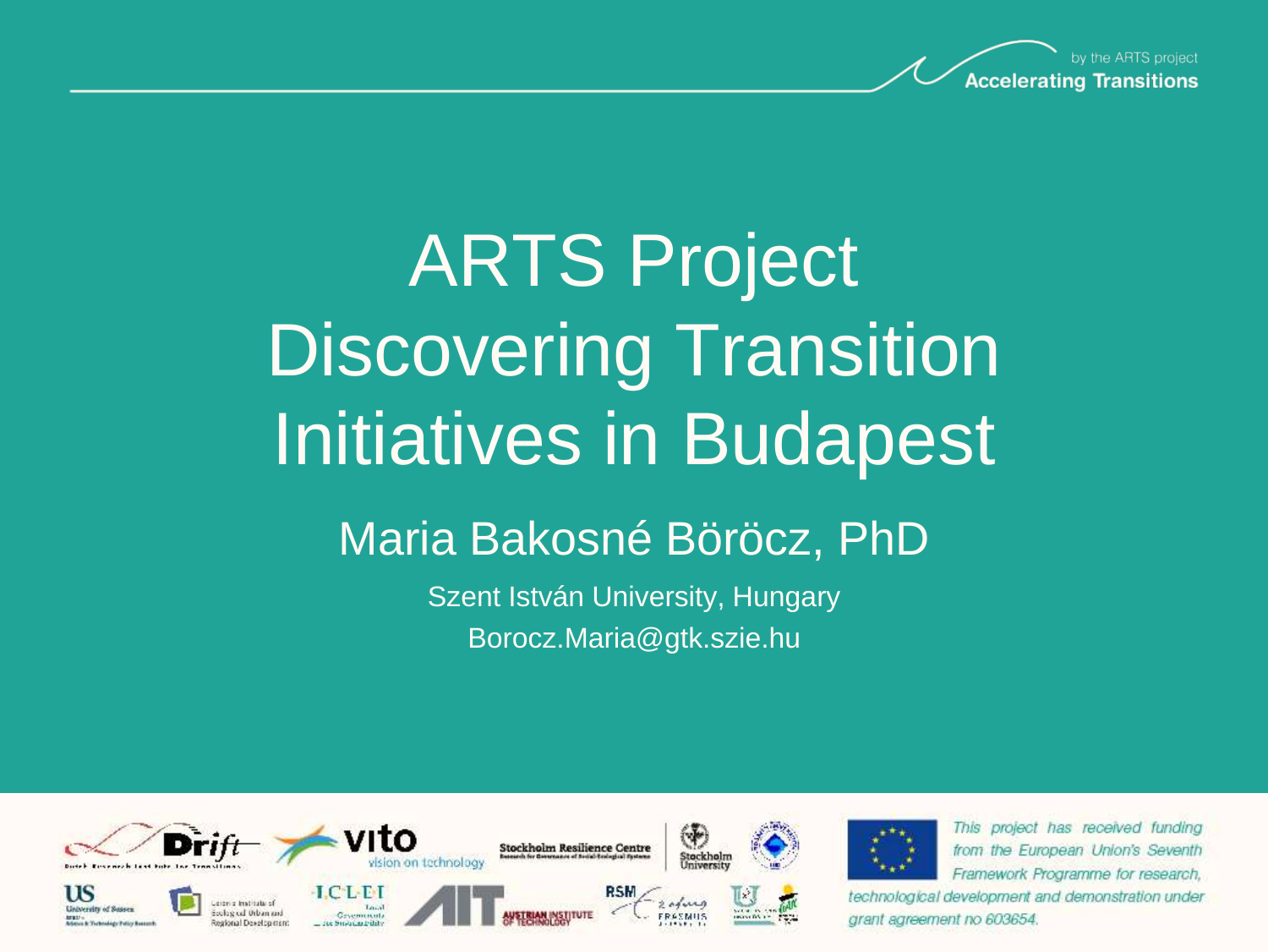by the ARTS project
**Accelerating Transitions**

# ARTS Project Discovering Transition Initiatives in Budapest

## Maria Bakosné Böröcz, PhD

Szent István University, Hungary

Borocz.Maria@gtk.szie.hu

*This project has received funding from the European Union's Seventh Framework Programme for research, technological development and demonstration under grant agreement no 603654.*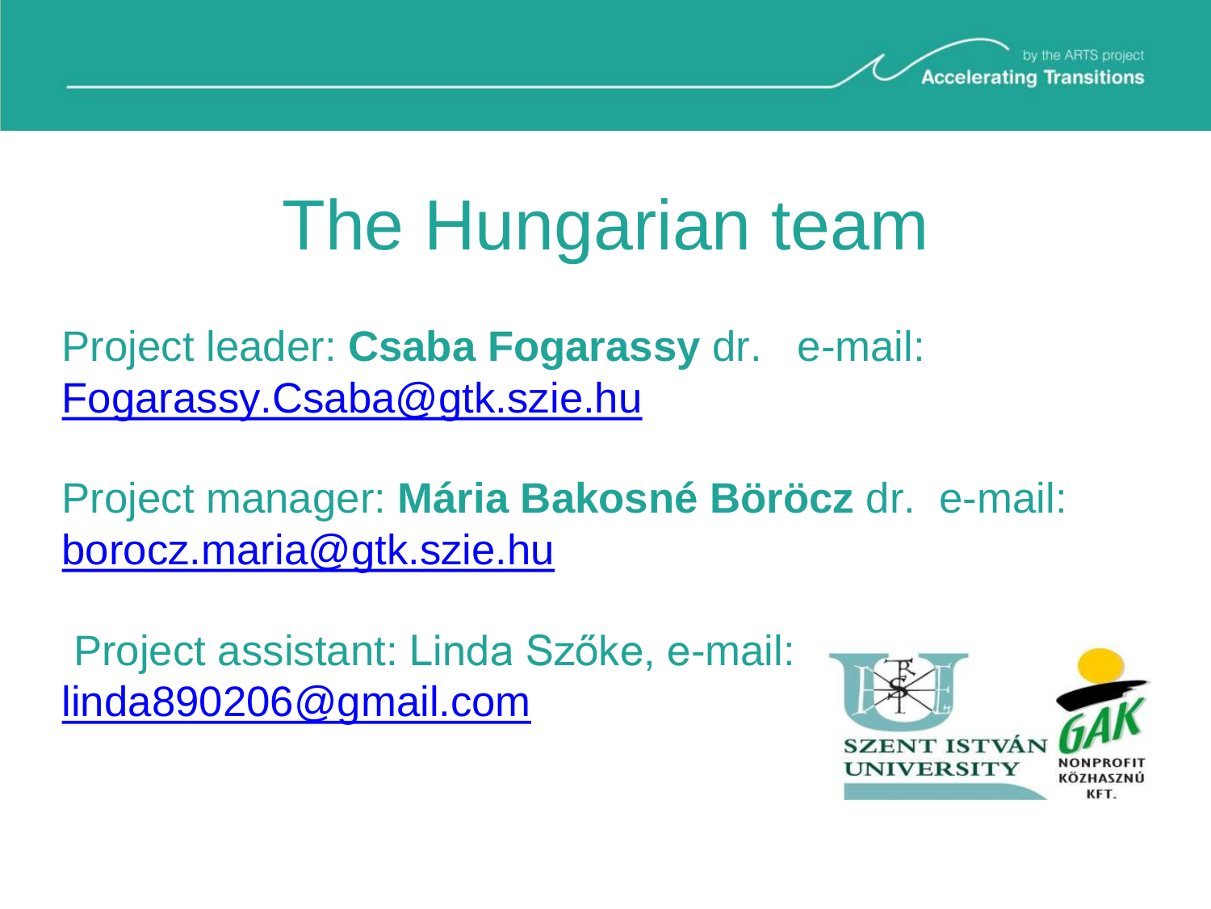# The Hungarian team

Project leader: **Csaba Fogarassy** dr. e-mail: Fogarassy.Csaba@gtk.szie.hu

Project manager: **Mária Bakosné Böröcz** dr. e-mail: borocz.maria@gtk.szie.hu

Project assistant: Linda Szőke, e-mail: linda890206@gmail.com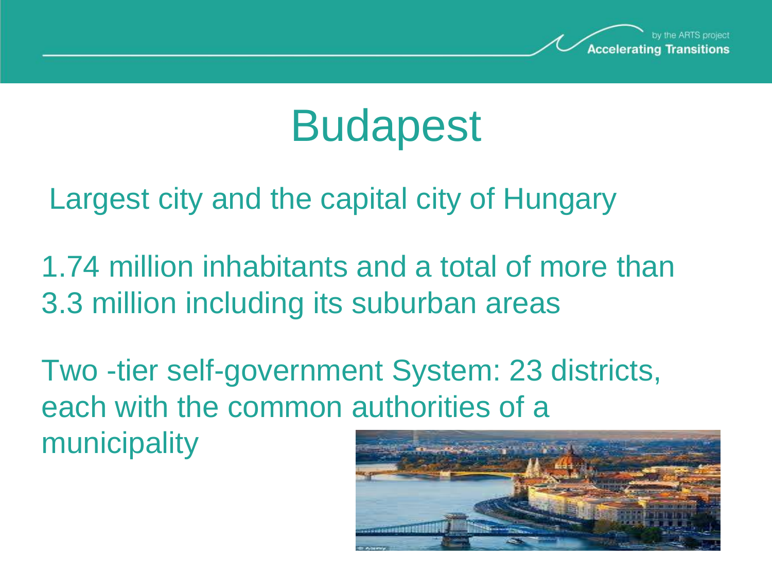# Budapest

Largest city and the capital city of Hungary

1.74 million inhabitants and a total of more than 3.3 million including its suburban areas

Two -tier self-government System: 23 districts, each with the common authorities of a municipality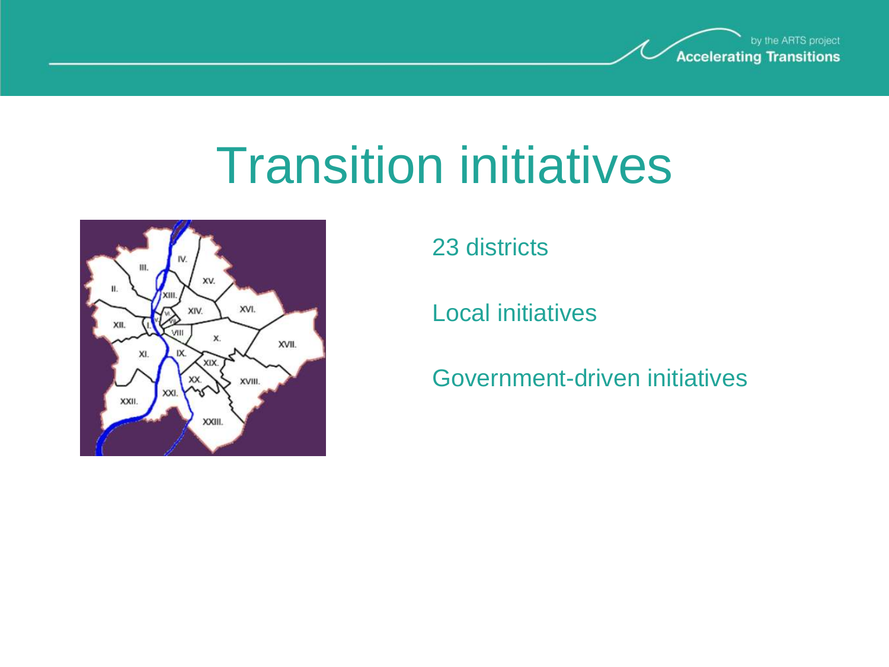# Transition initiatives

23 districts

Local initiatives

Government-driven initiatives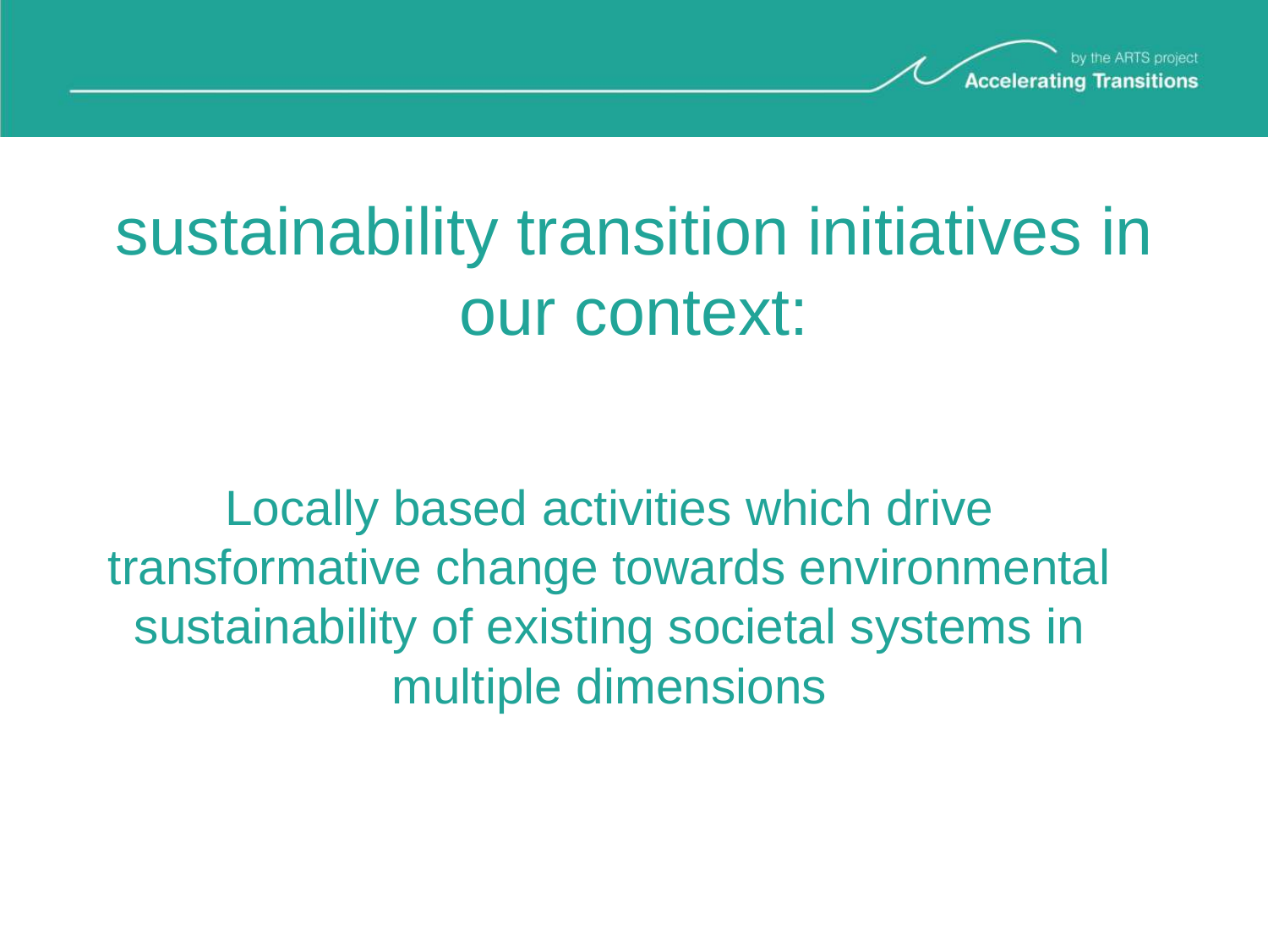# sustainability transition initiatives in our context:

Locally based activities which drive transformative change towards environmental sustainability of existing societal systems in multiple dimensions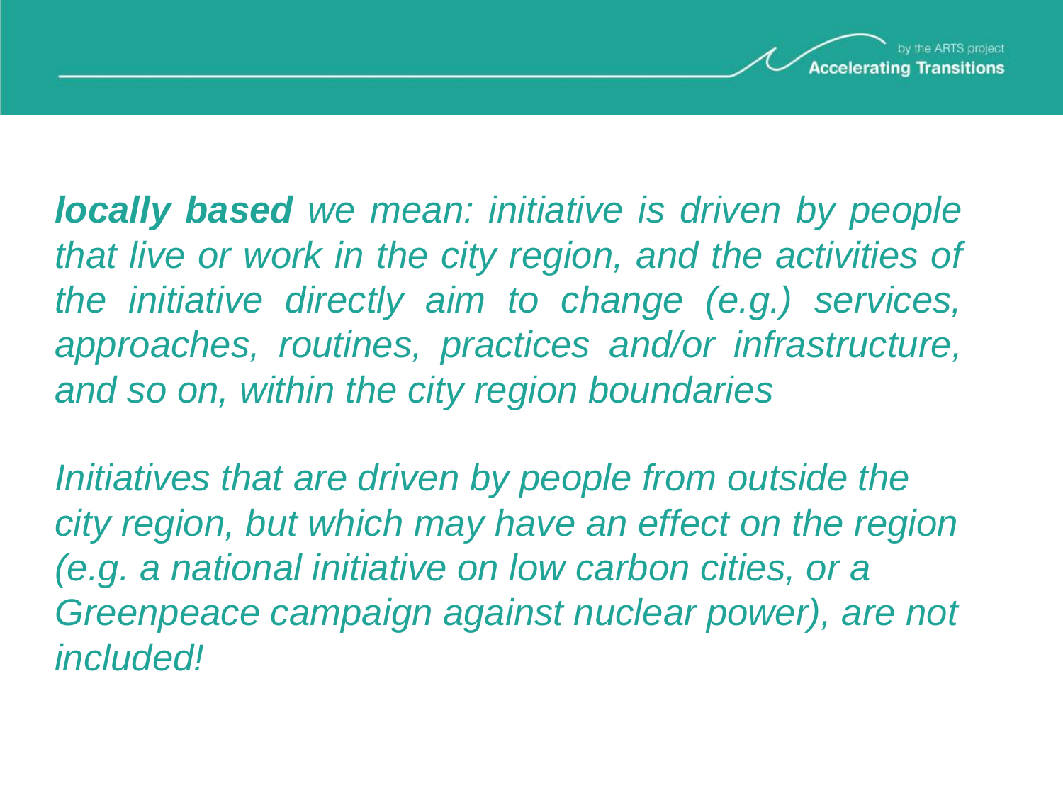***locally based*** *we mean: initiative is driven by people that live or work in the city region, and the activities of the initiative directly aim to change (e.g.) services, approaches, routines, practices and/or infrastructure, and so on, within the city region boundaries*

*Initiatives that are driven by people from outside the city region, but which may have an effect on the region (e.g. a national initiative on low carbon cities, or a Greenpeace campaign against nuclear power), are not included!*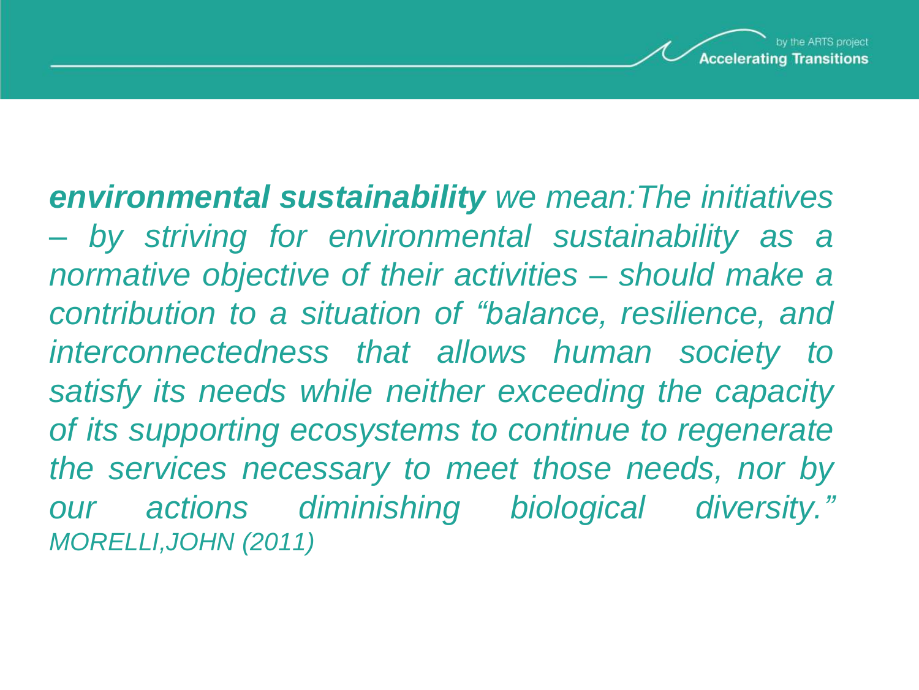***environmental sustainability** we mean:The initiatives – by striving for environmental sustainability as a normative objective of their activities – should make a contribution to a situation of "balance, resilience, and interconnectedness that allows human society to satisfy its needs while neither exceeding the capacity of its supporting ecosystems to continue to regenerate the services necessary to meet those needs, nor by our actions diminishing biological diversity."*

*MORELLI,JOHN (2011)*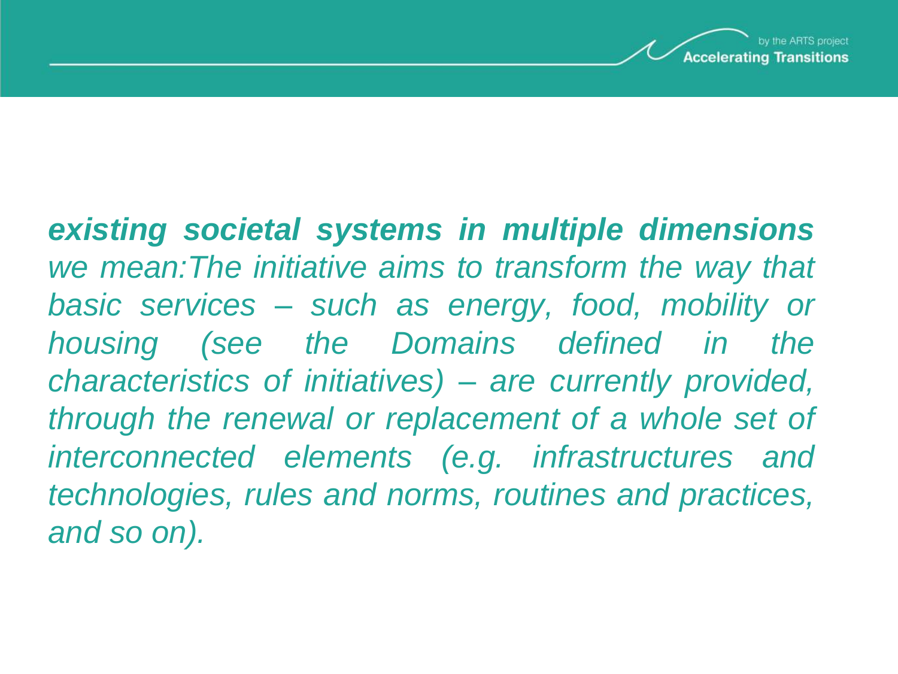***existing societal systems in multiple dimensions*** *we mean:The initiative aims to transform the way that basic services – such as energy, food, mobility or housing (see the Domains defined in the characteristics of initiatives) – are currently provided, through the renewal or replacement of a whole set of interconnected elements (e.g. infrastructures and technologies, rules and norms, routines and practices, and so on).*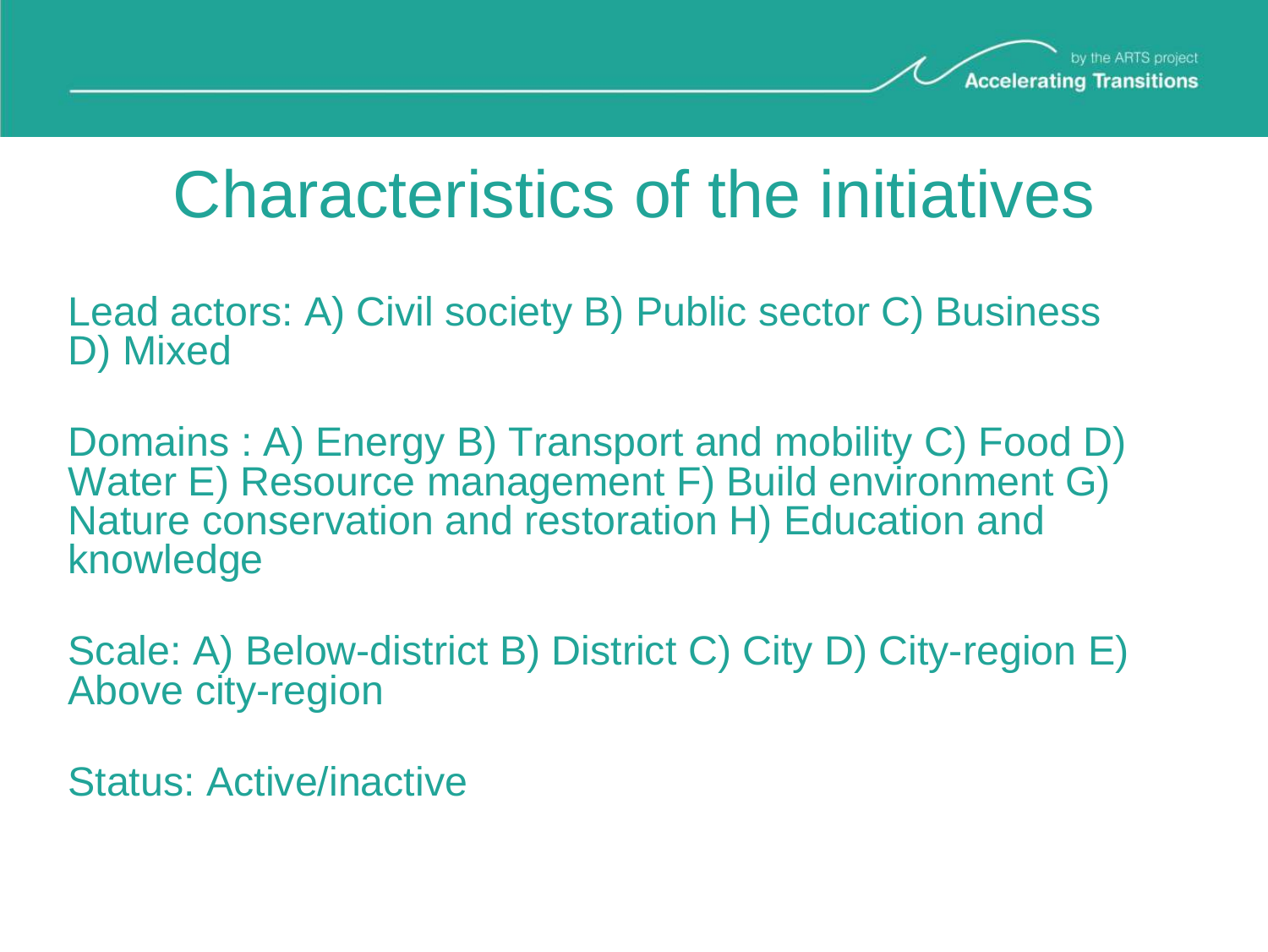# Characteristics of the initiatives

Lead actors: A) Civil society B) Public sector C) Business D) Mixed

Domains : A) Energy B) Transport and mobility C) Food D) Water E) Resource management F) Build environment G) Nature conservation and restoration H) Education and knowledge

Scale: A) Below-district B) District C) City D) City-region E) Above city-region

Status: Active/inactive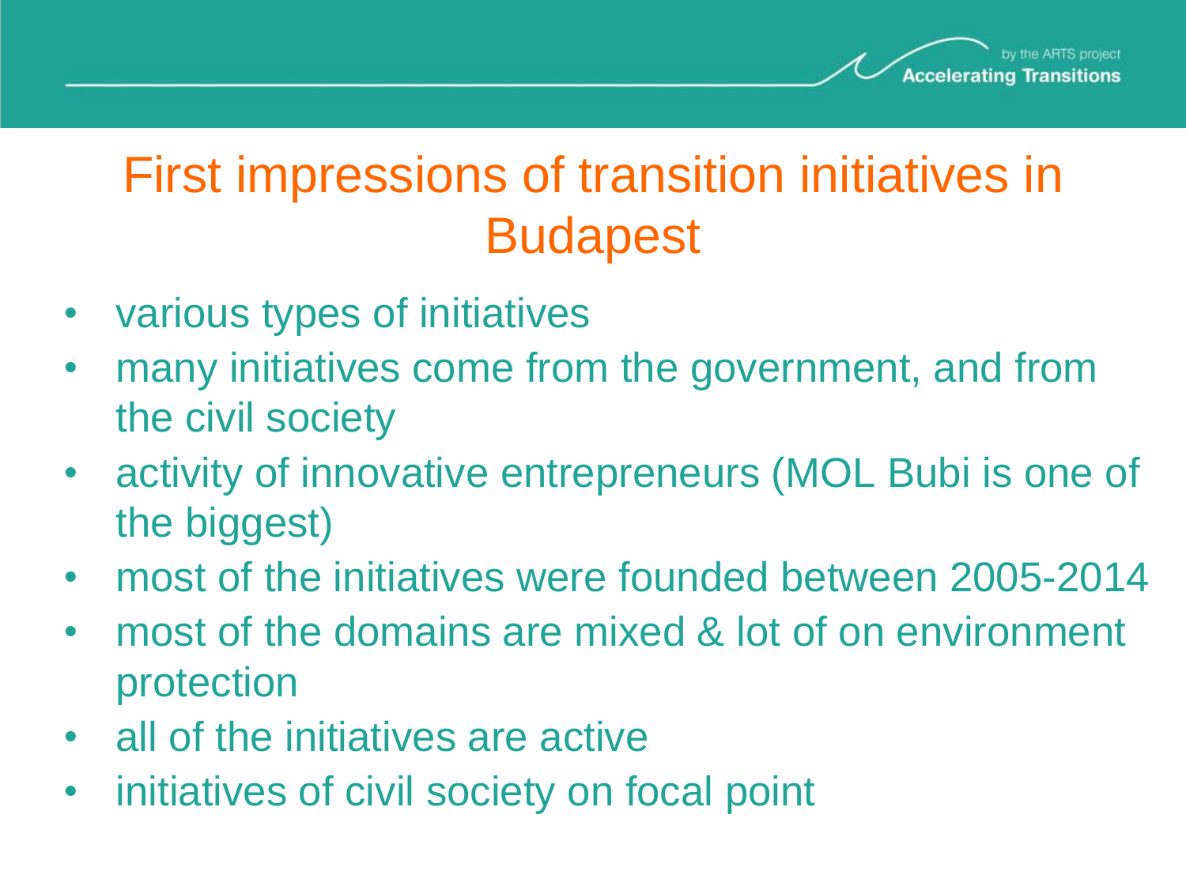# First impressions of transition initiatives in Budapest

- various types of initiatives
- many initiatives come from the government, and from the civil society
- activity of innovative entrepreneurs (MOL Bubi is one of the biggest)
- most of the initiatives were founded between 2005-2014
- most of the domains are mixed & lot of on environment protection
- all of the initiatives are active
- initiatives of civil society on focal point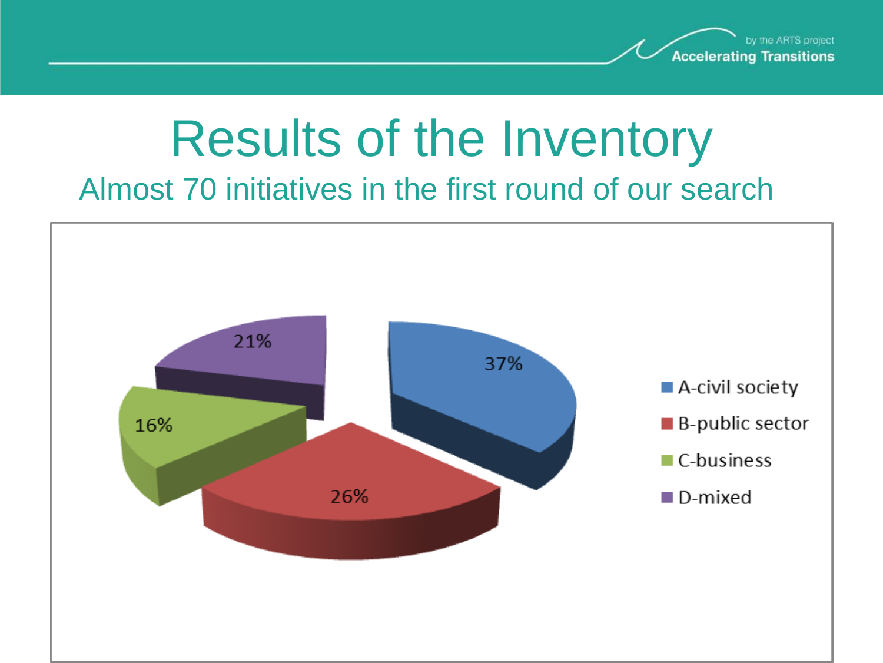# Results of the Inventory

## Almost 70 initiatives in the first round of our search

| Category | Share |
| --- | --- |
| A-civil society | 37% |
| B-public sector | 26% |
| C-business | 16% |
| D-mixed | 21% |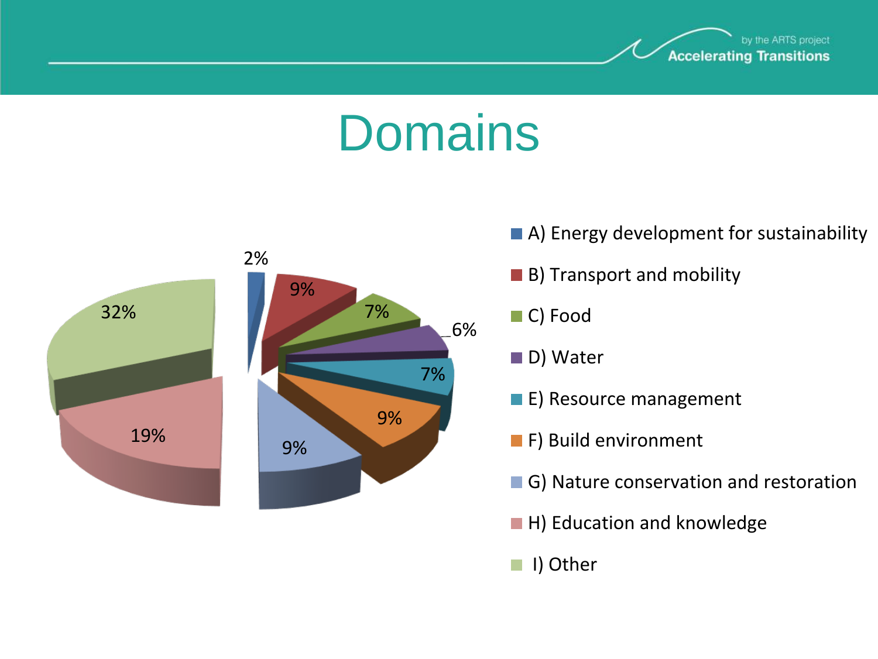# Domains

| Domain | Share |
|---|---|
| A) Energy development for sustainability | 2% |
| B) Transport and mobility | 9% |
| C) Food | 7% |
| D) Water | 6% |
| E) Resource management | 7% |
| F) Build environment | 9% |
| G) Nature conservation and restoration | 9% |
| H) Education and knowledge | 19% |
| I) Other | 32% |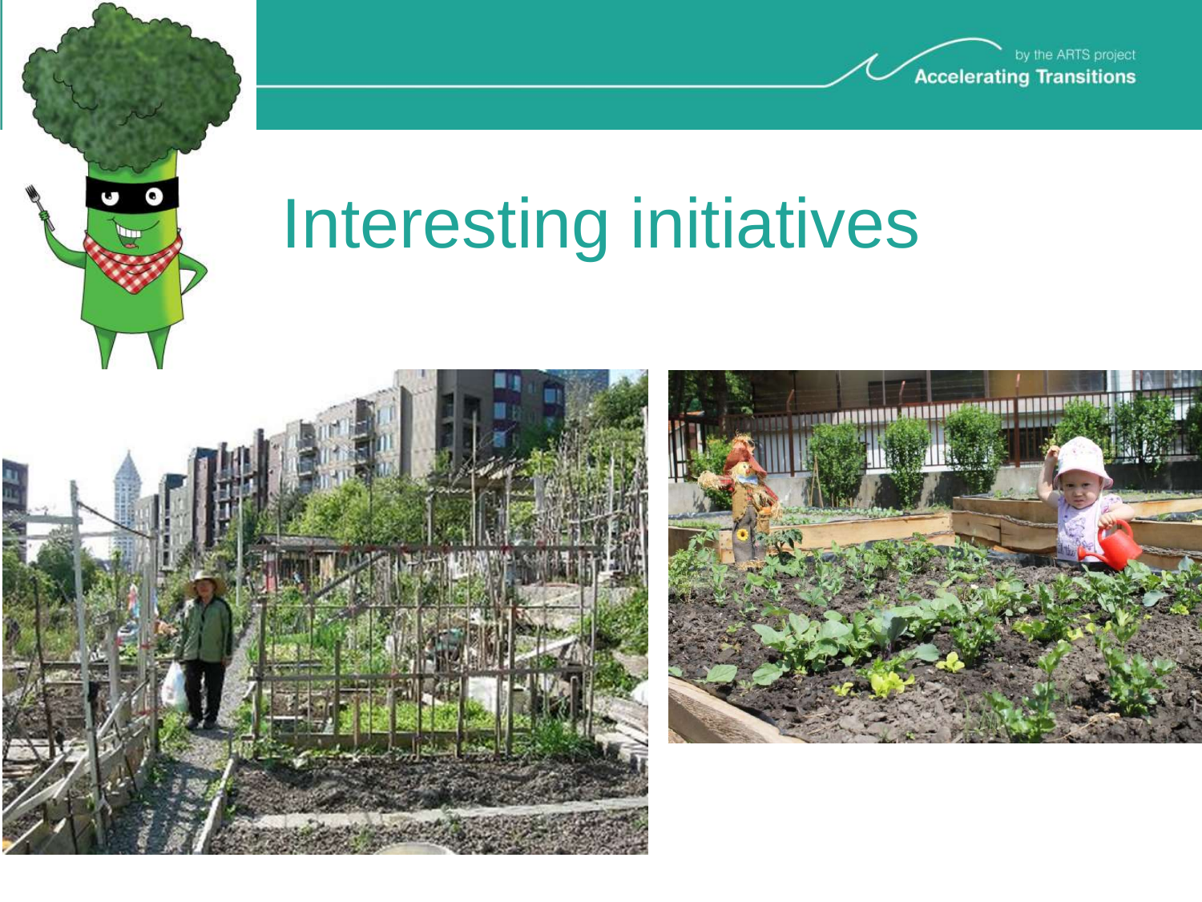# Interesting initiatives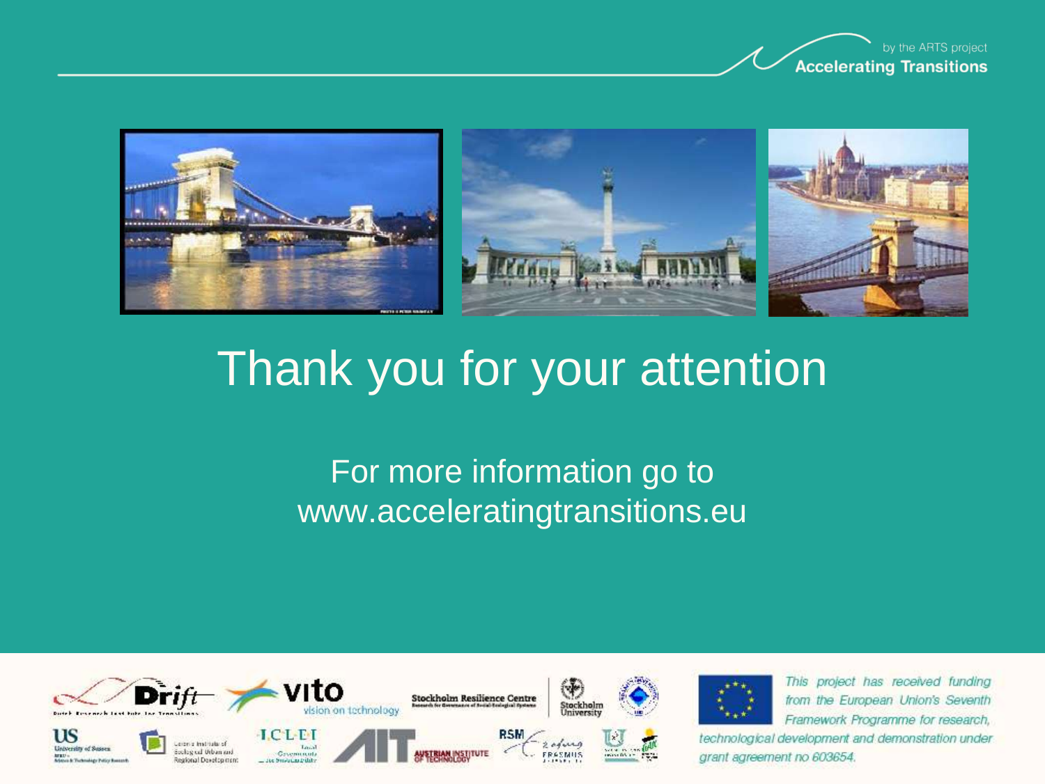# Thank you for your attention

For more information go to
www.acceleratingtransitions.eu

This project has received funding from the European Union's Seventh Framework Programme for research, technological development and demonstration under grant agreement no 603654.